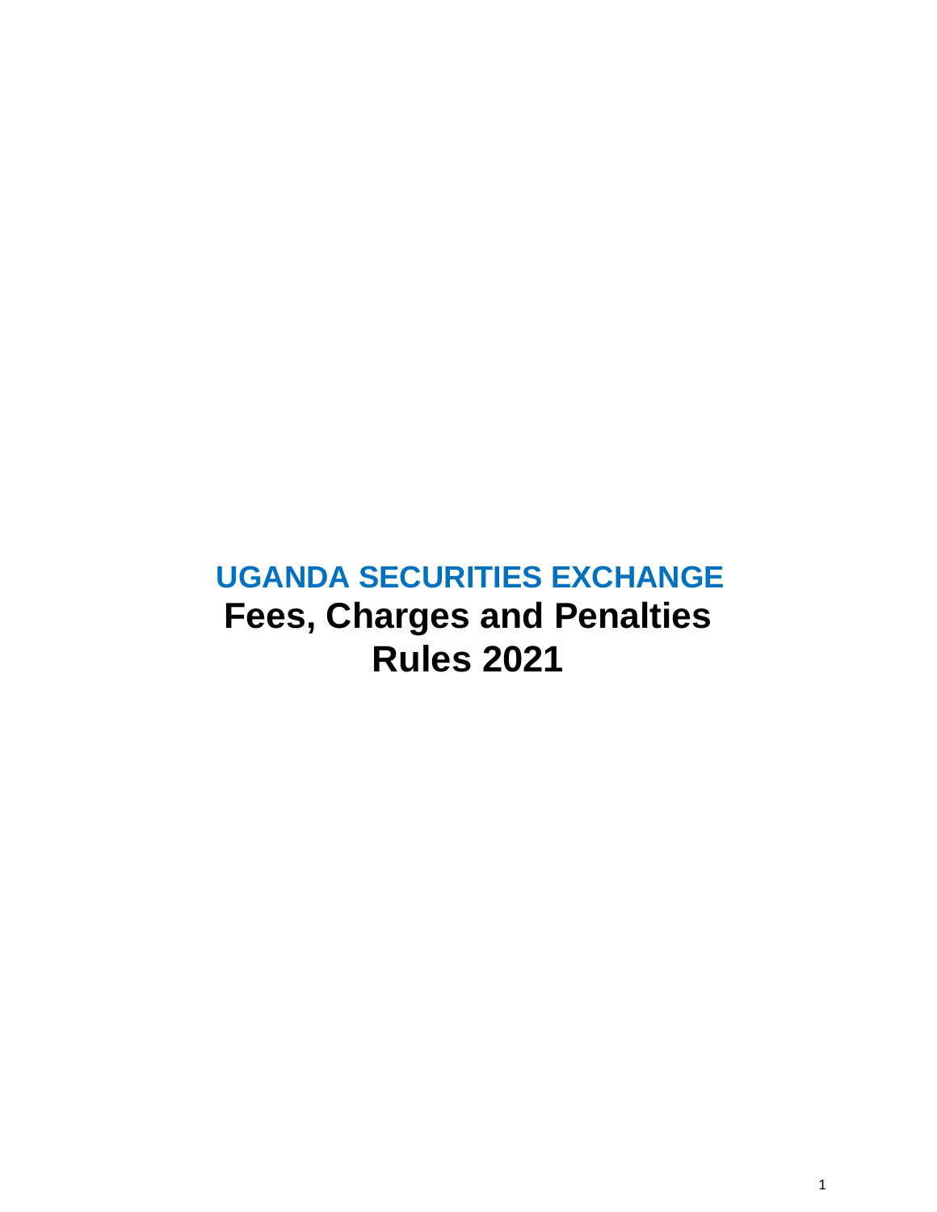# UGANDA SECURITIES EXCHANGE

# Fees, Charges and Penalties Rules 2021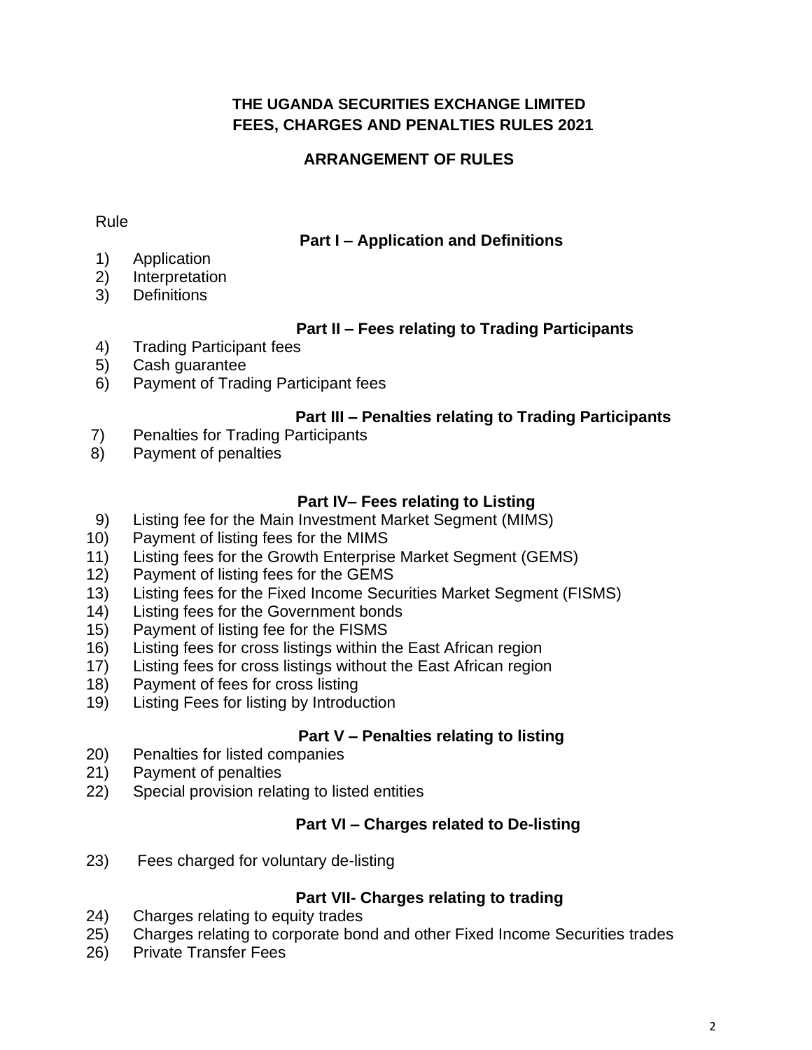# THE UGANDA SECURITIES EXCHANGE LIMITED
# FEES, CHARGES AND PENALTIES RULES 2021

## ARRANGEMENT OF RULES

Rule

### Part I – Application and Definitions

1) Application
2) Interpretation
3) Definitions

### Part II – Fees relating to Trading Participants

4) Trading Participant fees
5) Cash guarantee
6) Payment of Trading Participant fees

### Part III – Penalties relating to Trading Participants

7) Penalties for Trading Participants
8) Payment of penalties

### Part IV– Fees relating to Listing

9) Listing fee for the Main Investment Market Segment (MIMS)
10) Payment of listing fees for the MIMS
11) Listing fees for the Growth Enterprise Market Segment (GEMS)
12) Payment of listing fees for the GEMS
13) Listing fees for the Fixed Income Securities Market Segment (FISMS)
14) Listing fees for the Government bonds
15) Payment of listing fee for the FISMS
16) Listing fees for cross listings within the East African region
17) Listing fees for cross listings without the East African region
18) Payment of fees for cross listing
19) Listing Fees for listing by Introduction

### Part V – Penalties relating to listing

20) Penalties for listed companies
21) Payment of penalties
22) Special provision relating to listed entities

### Part VI – Charges related to De-listing

23) Fees charged for voluntary de-listing

### Part VII- Charges relating to trading

24) Charges relating to equity trades
25) Charges relating to corporate bond and other Fixed Income Securities trades
26) Private Transfer Fees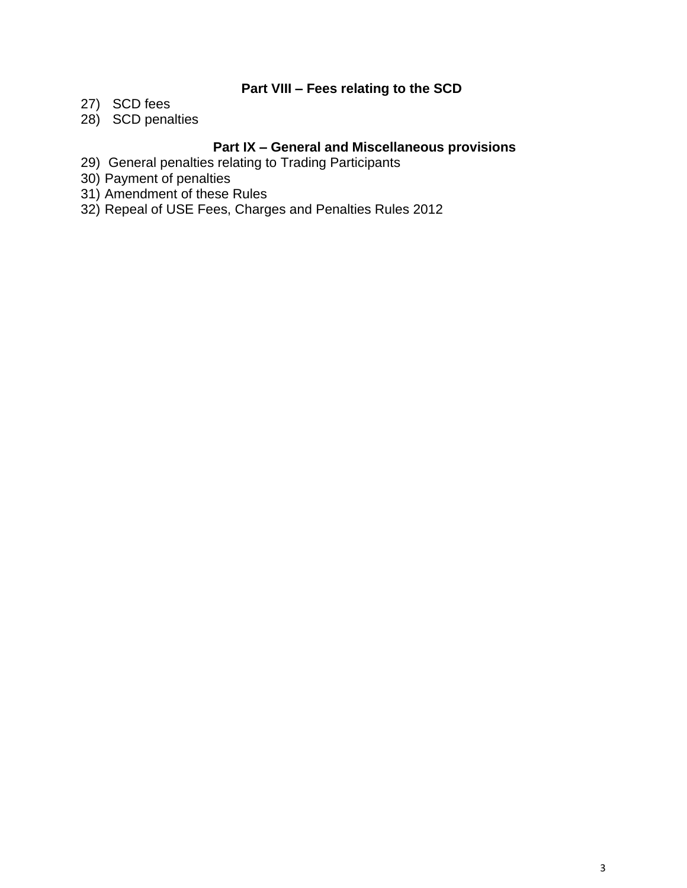## Part VIII – Fees relating to the SCD

27) SCD fees
28) SCD penalties

## Part IX – General and Miscellaneous provisions

29) General penalties relating to Trading Participants
30) Payment of penalties
31) Amendment of these Rules
32) Repeal of USE Fees, Charges and Penalties Rules 2012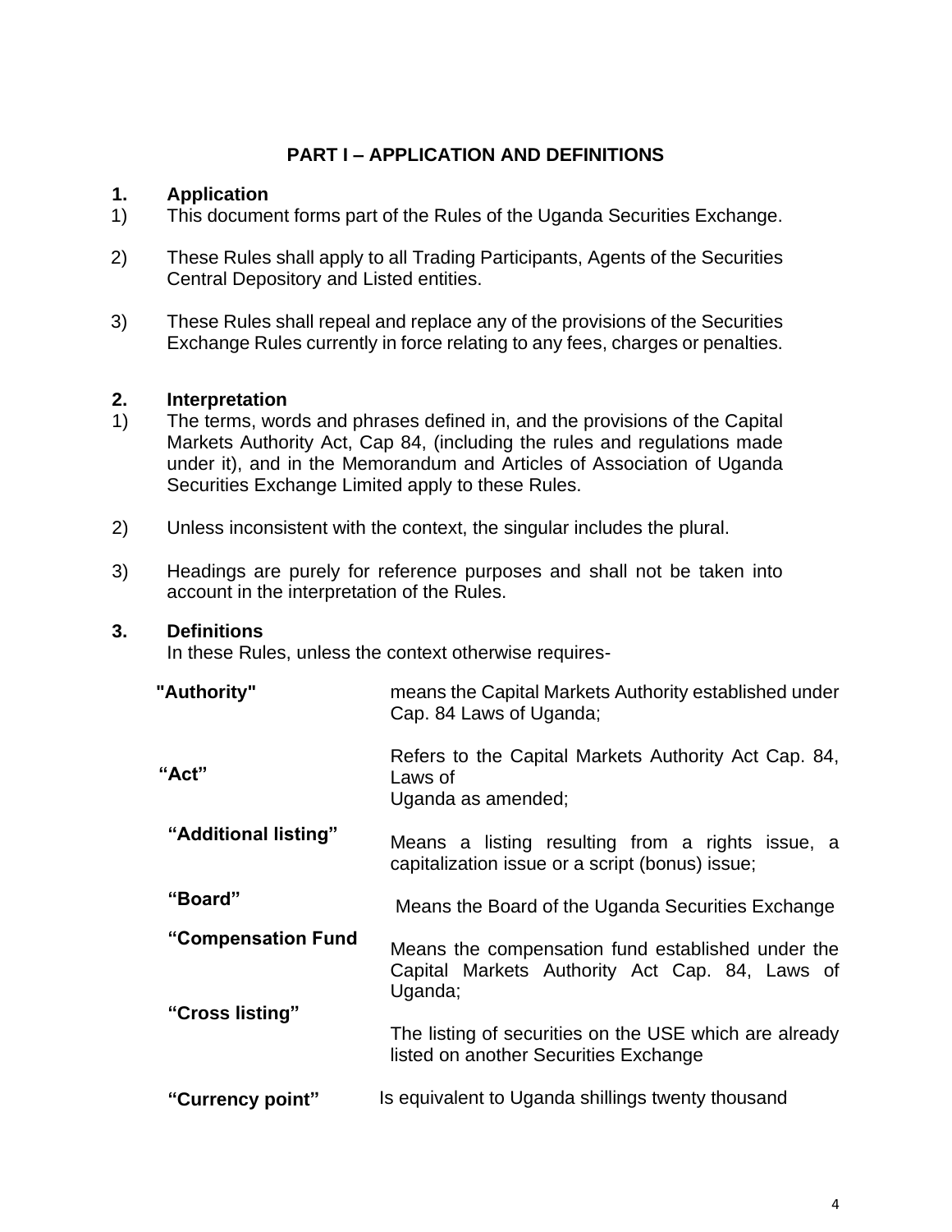## PART I – APPLICATION AND DEFINITIONS

### 1. Application

1) This document forms part of the Rules of the Uganda Securities Exchange.

2) These Rules shall apply to all Trading Participants, Agents of the Securities Central Depository and Listed entities.

3) These Rules shall repeal and replace any of the provisions of the Securities Exchange Rules currently in force relating to any fees, charges or penalties.

### 2. Interpretation

1) The terms, words and phrases defined in, and the provisions of the Capital Markets Authority Act, Cap 84, (including the rules and regulations made under it), and in the Memorandum and Articles of Association of Uganda Securities Exchange Limited apply to these Rules.

2) Unless inconsistent with the context, the singular includes the plural.

3) Headings are purely for reference purposes and shall not be taken into account in the interpretation of the Rules.

### 3. Definitions

In these Rules, unless the context otherwise requires-

| | |
|---|---|
| **"Authority"** | means the Capital Markets Authority established under Cap. 84 Laws of Uganda; |
| **"Act"** | Refers to the Capital Markets Authority Act Cap. 84, Laws of Uganda as amended; |
| **"Additional listing"** | Means a listing resulting from a rights issue, a capitalization issue or a script (bonus) issue; |
| **"Board"** | Means the Board of the Uganda Securities Exchange |
| **"Compensation Fund** | Means the compensation fund established under the Capital Markets Authority Act Cap. 84, Laws of Uganda; |
| **"Cross listing"** | The listing of securities on the USE which are already listed on another Securities Exchange |
| **"Currency point"** | Is equivalent to Uganda shillings twenty thousand |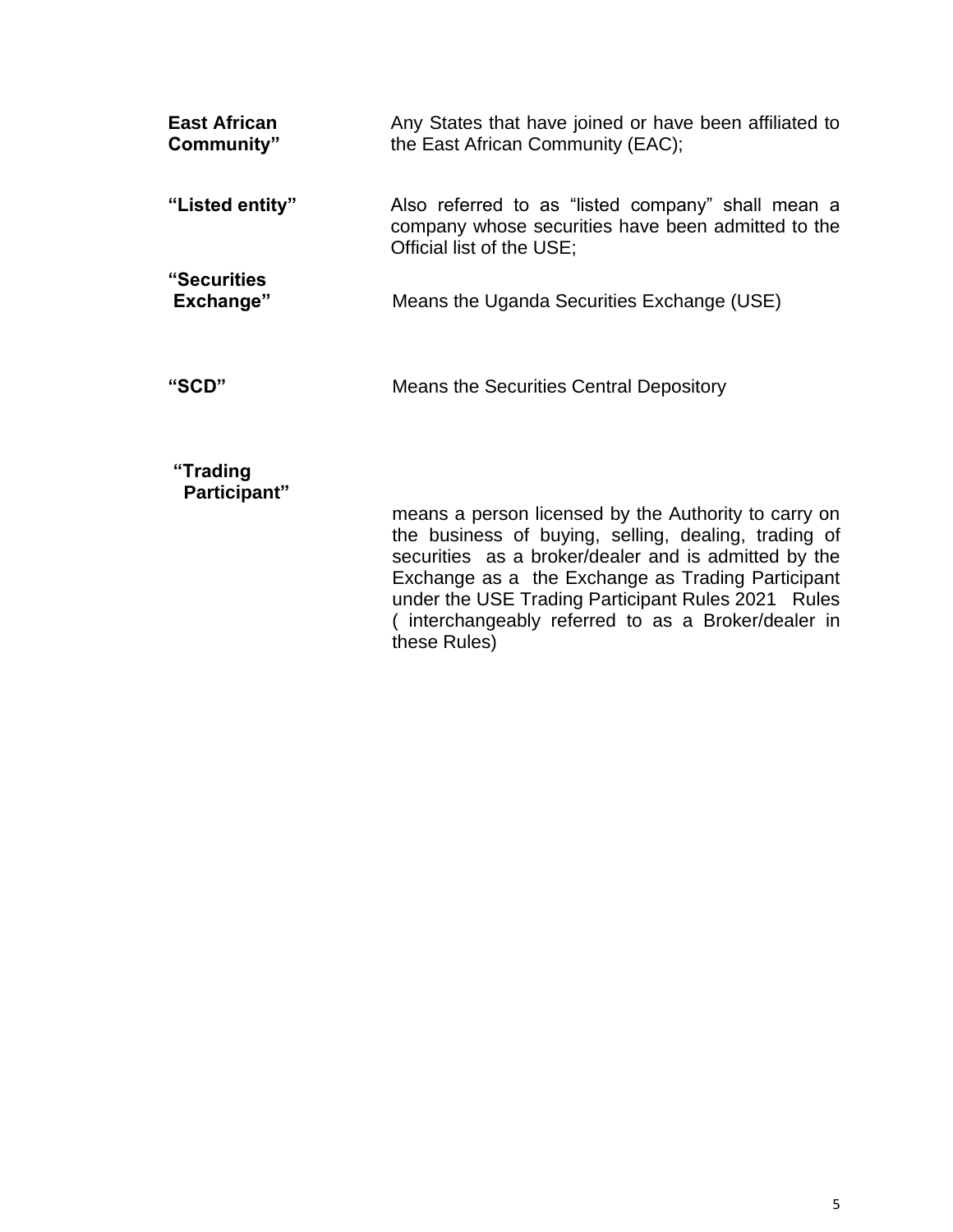| | |
|---|---|
| **East African Community”** | Any States that have joined or have been affiliated to the East African Community (EAC); |
| **“Listed entity”** | Also referred to as “listed company” shall mean a company whose securities have been admitted to the Official list of the USE; |
| **“Securities Exchange”** | Means the Uganda Securities Exchange (USE) |
| **“SCD”** | Means the Securities Central Depository |
| **“Trading Participant”** | means a person licensed by the Authority to carry on the business of buying, selling, dealing, trading of securities as a broker/dealer and is admitted by the Exchange as a the Exchange as Trading Participant under the USE Trading Participant Rules 2021 Rules ( interchangeably referred to as a Broker/dealer in these Rules) |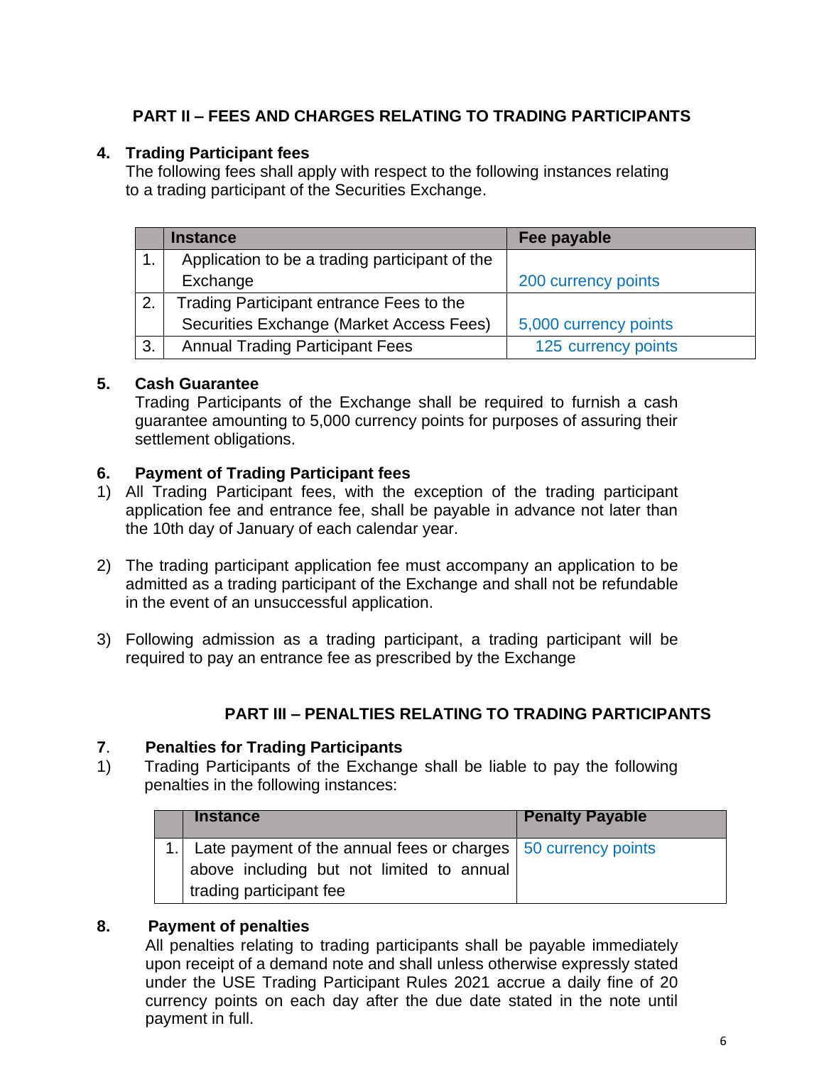## PART II – FEES AND CHARGES RELATING TO TRADING PARTICIPANTS

**4. Trading Participant fees**

The following fees shall apply with respect to the following instances relating to a trading participant of the Securities Exchange.

| | Instance | Fee payable |
|---|---|---|
| 1. | Application to be a trading participant of the Exchange | 200 currency points |
| 2. | Trading Participant entrance Fees to the Securities Exchange (Market Access Fees) | 5,000 currency points |
| 3. | Annual Trading Participant Fees | 125 currency points |

**5. Cash Guarantee**

Trading Participants of the Exchange shall be required to furnish a cash guarantee amounting to 5,000 currency points for purposes of assuring their settlement obligations.

**6. Payment of Trading Participant fees**

1) All Trading Participant fees, with the exception of the trading participant application fee and entrance fee, shall be payable in advance not later than the 10th day of January of each calendar year.

2) The trading participant application fee must accompany an application to be admitted as a trading participant of the Exchange and shall not be refundable in the event of an unsuccessful application.

3) Following admission as a trading participant, a trading participant will be required to pay an entrance fee as prescribed by the Exchange

## PART III – PENALTIES RELATING TO TRADING PARTICIPANTS

**7. Penalties for Trading Participants**

1) Trading Participants of the Exchange shall be liable to pay the following penalties in the following instances:

| | Instance | Penalty Payable |
|---|---|---|
| 1. | Late payment of the annual fees or charges above including but not limited to annual trading participant fee | 50 currency points |

**8. Payment of penalties**

All penalties relating to trading participants shall be payable immediately upon receipt of a demand note and shall unless otherwise expressly stated under the USE Trading Participant Rules 2021 accrue a daily fine of 20 currency points on each day after the due date stated in the note until payment in full.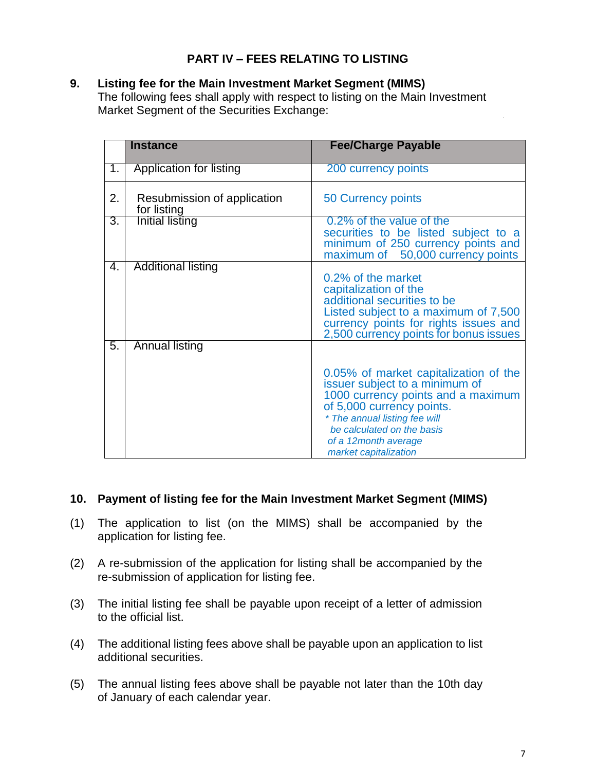## PART IV – FEES RELATING TO LISTING

**9. Listing fee for the Main Investment Market Segment (MIMS)**

The following fees shall apply with respect to listing on the Main Investment Market Segment of the Securities Exchange:

| | Instance | Fee/Charge Payable |
|---|---|---|
| 1. | Application for listing | 200 currency points |
| 2. | Resubmission of application for listing | 50 Currency points |
| 3. | Initial listing | 0.2% of the value of the securities to be listed subject to a minimum of 250 currency points and maximum of 50,000 currency points |
| 4. | Additional listing | 0.2% of the market capitalization of the additional securities to be Listed subject to a maximum of 7,500 currency points for rights issues and 2,500 currency points for bonus issues |
| 5. | Annual listing | 0.05% of market capitalization of the issuer subject to a minimum of 1000 currency points and a maximum of 5,000 currency points. *\* The annual listing fee will be calculated on the basis of a 12month average market capitalization* |

**10. Payment of listing fee for the Main Investment Market Segment (MIMS)**

(1) The application to list (on the MIMS) shall be accompanied by the application for listing fee.

(2) A re-submission of the application for listing shall be accompanied by the re-submission of application for listing fee.

(3) The initial listing fee shall be payable upon receipt of a letter of admission to the official list.

(4) The additional listing fees above shall be payable upon an application to list additional securities.

(5) The annual listing fees above shall be payable not later than the 10th day of January of each calendar year.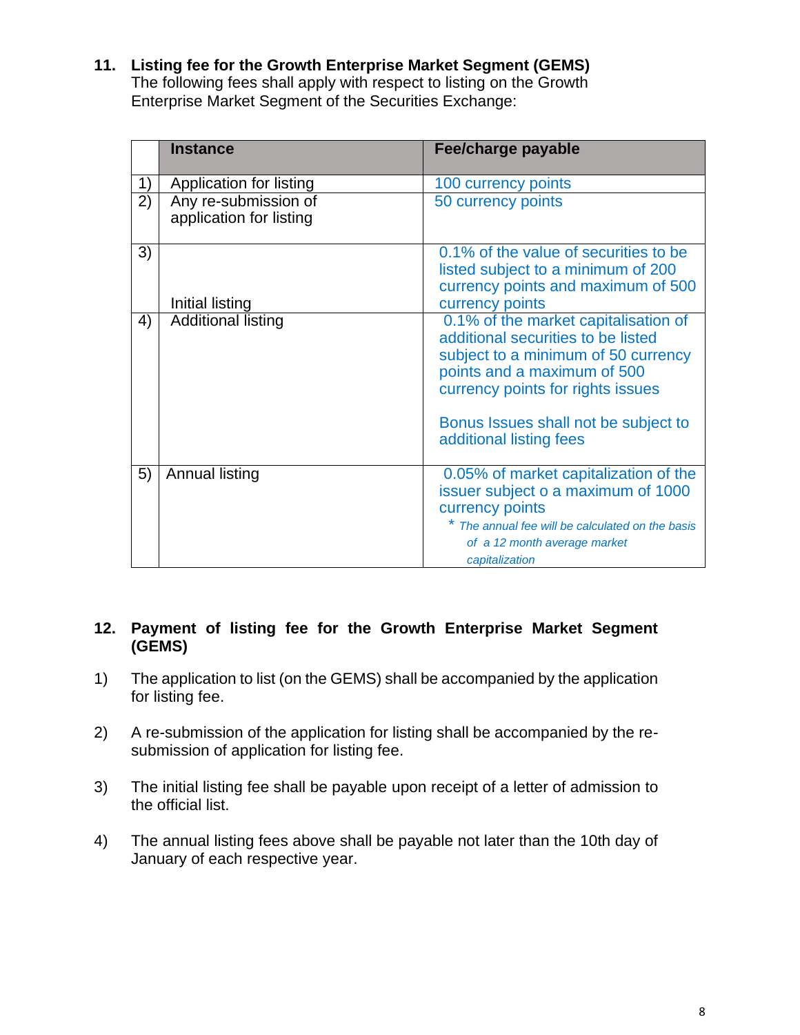## 11. Listing fee for the Growth Enterprise Market Segment (GEMS)

The following fees shall apply with respect to listing on the Growth Enterprise Market Segment of the Securities Exchange:

| | Instance | Fee/charge payable |
|---|---|---|
| 1) | Application for listing | 100 currency points |
| 2) | Any re-submission of application for listing | 50 currency points |
| 3) | Initial listing | 0.1% of the value of securities to be listed subject to a minimum of 200 currency points and maximum of 500 currency points |
| 4) | Additional listing | 0.1% of the market capitalisation of additional securities to be listed subject to a minimum of 50 currency points and a maximum of 500 currency points for rights issues<br><br>Bonus Issues shall not be subject to additional listing fees |
| 5) | Annual listing | 0.05% of market capitalization of the issuer subject o a maximum of 1000 currency points<br>* *The annual fee will be calculated on the basis of a 12 month average market capitalization* |

## 12. Payment of listing fee for the Growth Enterprise Market Segment (GEMS)

1) The application to list (on the GEMS) shall be accompanied by the application for listing fee.

2) A re-submission of the application for listing shall be accompanied by the re-submission of application for listing fee.

3) The initial listing fee shall be payable upon receipt of a letter of admission to the official list.

4) The annual listing fees above shall be payable not later than the 10th day of January of each respective year.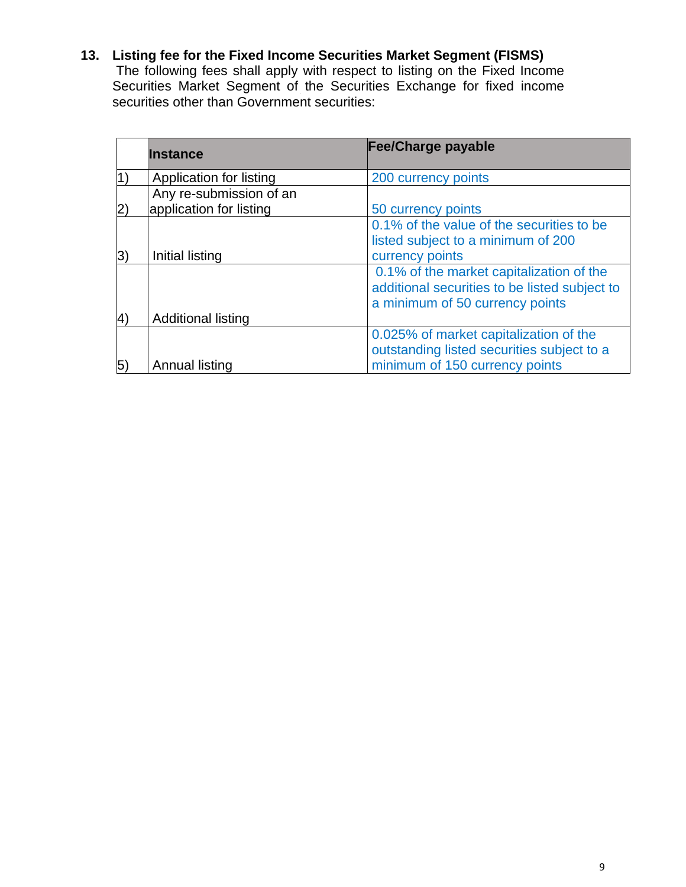## 13. Listing fee for the Fixed Income Securities Market Segment (FISMS)

The following fees shall apply with respect to listing on the Fixed Income Securities Market Segment of the Securities Exchange for fixed income securities other than Government securities:

| | Instance | Fee/Charge payable |
|---|---|---|
| 1) | Application for listing | 200 currency points |
| 2) | Any re-submission of an application for listing | 50 currency points |
| 3) | Initial listing | 0.1% of the value of the securities to be listed subject to a minimum of 200 currency points |
| 4) | Additional listing | 0.1% of the market capitalization of the additional securities to be listed subject to a minimum of 50 currency points |
| 5) | Annual listing | 0.025% of market capitalization of the outstanding listed securities subject to a minimum of 150 currency points |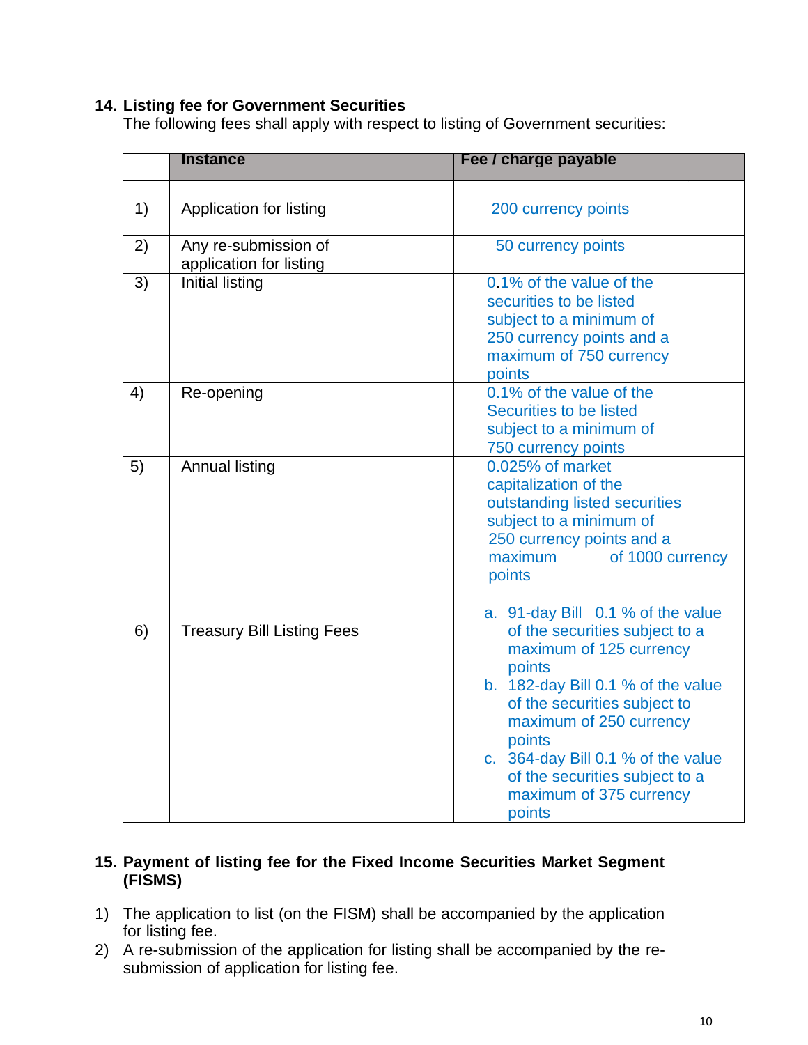**14. Listing fee for Government Securities**

The following fees shall apply with respect to listing of Government securities:

| | Instance | Fee / charge payable |
|---|---|---|
| 1) | Application for listing | 200 currency points |
| 2) | Any re-submission of application for listing | 50 currency points |
| 3) | Initial listing | 0.1% of the value of the securities to be listed subject to a minimum of 250 currency points and a maximum of 750 currency points |
| 4) | Re-opening | 0.1% of the value of the Securities to be listed subject to a minimum of 750 currency points |
| 5) | Annual listing | 0.025% of market capitalization of the outstanding listed securities subject to a minimum of 250 currency points and a maximum of 1000 currency points |
| 6) | Treasury Bill Listing Fees | a. 91-day Bill 0.1 % of the value of the securities subject to a maximum of 125 currency points<br>b. 182-day Bill 0.1 % of the value of the securities subject to maximum of 250 currency points<br>c. 364-day Bill 0.1 % of the value of the securities subject to a maximum of 375 currency points |

**15. Payment of listing fee for the Fixed Income Securities Market Segment (FISMS)**

1) The application to list (on the FISM) shall be accompanied by the application for listing fee.
2) A re-submission of the application for listing shall be accompanied by the re-submission of application for listing fee.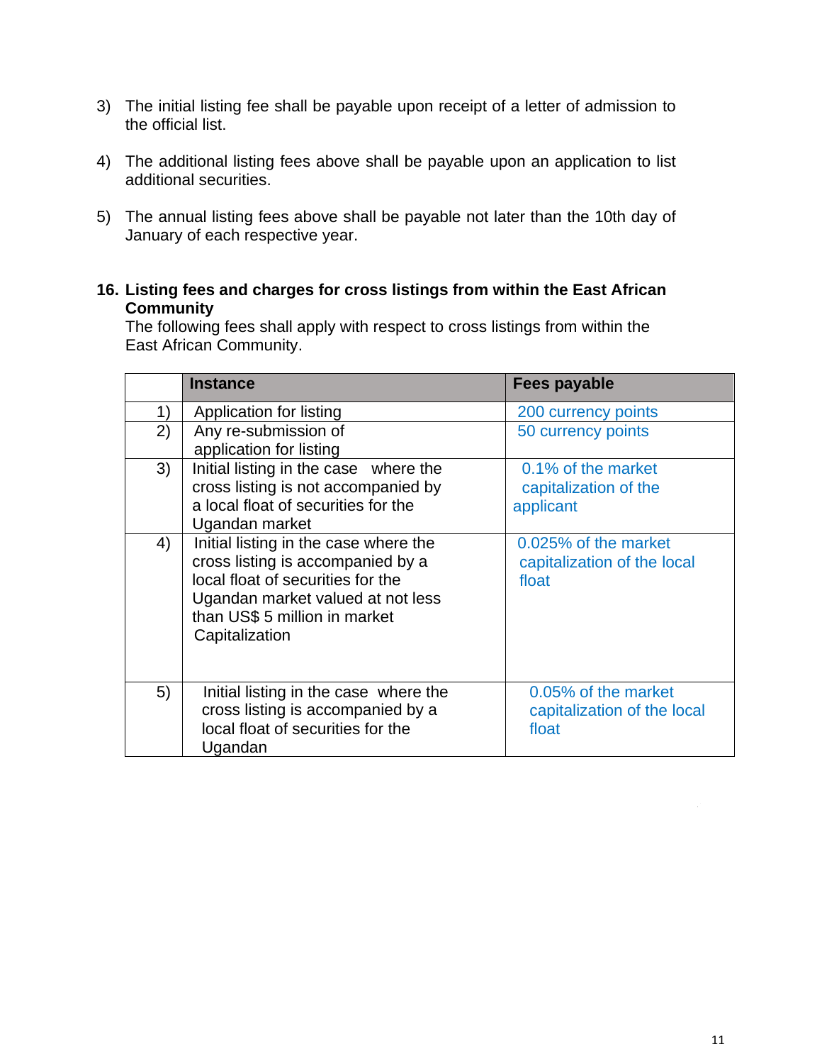3) The initial listing fee shall be payable upon receipt of a letter of admission to the official list.

4) The additional listing fees above shall be payable upon an application to list additional securities.

5) The annual listing fees above shall be payable not later than the 10th day of January of each respective year.

**16. Listing fees and charges for cross listings from within the East African Community**

The following fees shall apply with respect to cross listings from within the East African Community.

| | Instance | Fees payable |
|---|---|---|
| 1) | Application for listing | 200 currency points |
| 2) | Any re-submission of application for listing | 50 currency points |
| 3) | Initial listing in the case where the cross listing is not accompanied by a local float of securities for the Ugandan market | 0.1% of the market capitalization of the applicant |
| 4) | Initial listing in the case where the cross listing is accompanied by a local float of securities for the Ugandan market valued at not less than US$ 5 million in market Capitalization | 0.025% of the market capitalization of the local float |
| 5) | Initial listing in the case where the cross listing is accompanied by a local float of securities for the Ugandan | 0.05% of the market capitalization of the local float |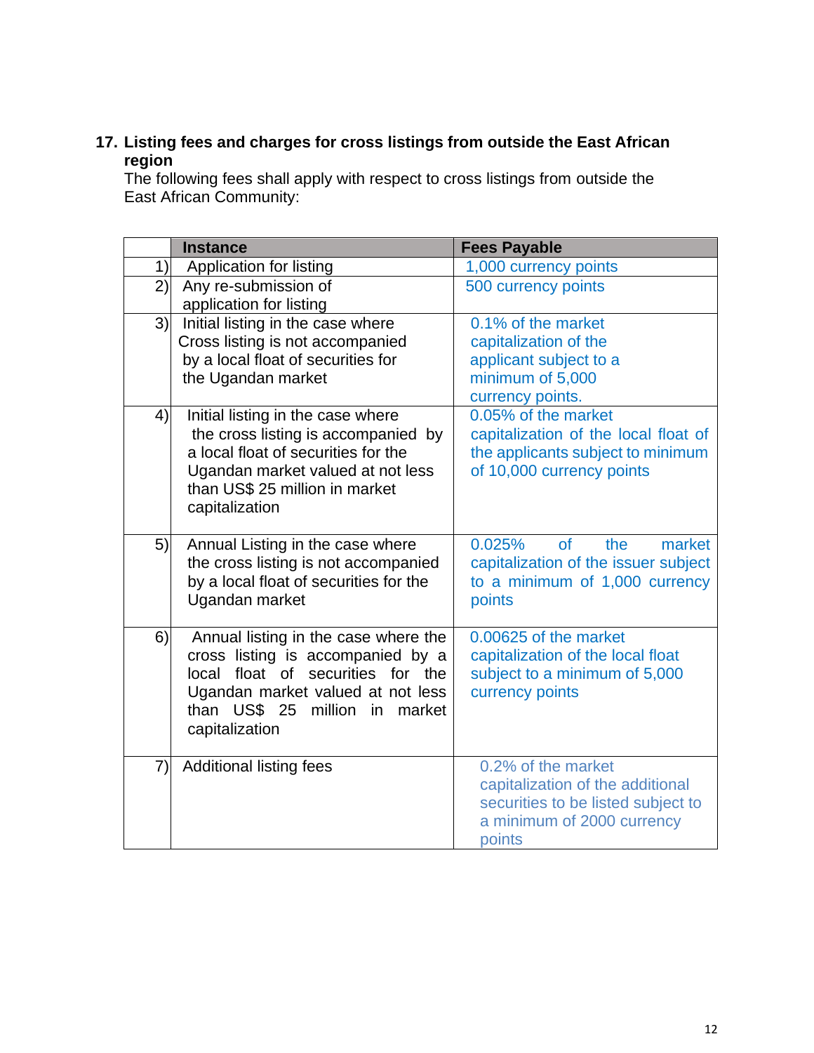**17. Listing fees and charges for cross listings from outside the East African region**

The following fees shall apply with respect to cross listings from outside the East African Community:

| | Instance | Fees Payable |
|---|---|---|
| 1) | Application for listing | 1,000 currency points |
| 2) | Any re-submission of application for listing | 500 currency points |
| 3) | Initial listing in the case where Cross listing is not accompanied by a local float of securities for the Ugandan market | 0.1% of the market capitalization of the applicant subject to a minimum of 5,000 currency points. |
| 4) | Initial listing in the case where the cross listing is accompanied by a local float of securities for the Ugandan market valued at not less than US$ 25 million in market capitalization | 0.05% of the market capitalization of the local float of the applicants subject to minimum of 10,000 currency points |
| 5) | Annual Listing in the case where the cross listing is not accompanied by a local float of securities for the Ugandan market | 0.025% of the market capitalization of the issuer subject to a minimum of 1,000 currency points |
| 6) | Annual listing in the case where the cross listing is accompanied by a local float of securities for the Ugandan market valued at not less than US$ 25 million in market capitalization | 0.00625 of the market capitalization of the local float subject to a minimum of 5,000 currency points |
| 7) | Additional listing fees | 0.2% of the market capitalization of the additional securities to be listed subject to a minimum of 2000 currency points |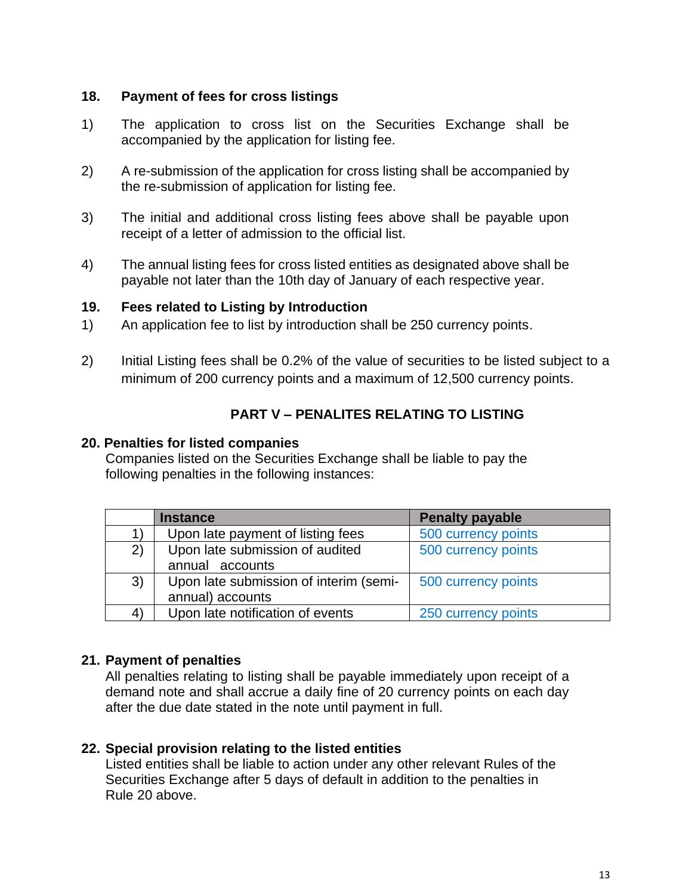### 18. Payment of fees for cross listings

1) The application to cross list on the Securities Exchange shall be accompanied by the application for listing fee.

2) A re-submission of the application for cross listing shall be accompanied by the re-submission of application for listing fee.

3) The initial and additional cross listing fees above shall be payable upon receipt of a letter of admission to the official list.

4) The annual listing fees for cross listed entities as designated above shall be payable not later than the 10th day of January of each respective year.

### 19. Fees related to Listing by Introduction

1) An application fee to list by introduction shall be 250 currency points.

2) Initial Listing fees shall be 0.2% of the value of securities to be listed subject to a minimum of 200 currency points and a maximum of 12,500 currency points.

## PART V – PENALITES RELATING TO LISTING

### 20. Penalties for listed companies

Companies listed on the Securities Exchange shall be liable to pay the following penalties in the following instances:

| | Instance | Penalty payable |
|---|---|---|
| 1) | Upon late payment of listing fees | 500 currency points |
| 2) | Upon late submission of audited annual accounts | 500 currency points |
| 3) | Upon late submission of interim (semi-annual) accounts | 500 currency points |
| 4) | Upon late notification of events | 250 currency points |

### 21. Payment of penalties

All penalties relating to listing shall be payable immediately upon receipt of a demand note and shall accrue a daily fine of 20 currency points on each day after the due date stated in the note until payment in full.

### 22. Special provision relating to the listed entities

Listed entities shall be liable to action under any other relevant Rules of the Securities Exchange after 5 days of default in addition to the penalties in Rule 20 above.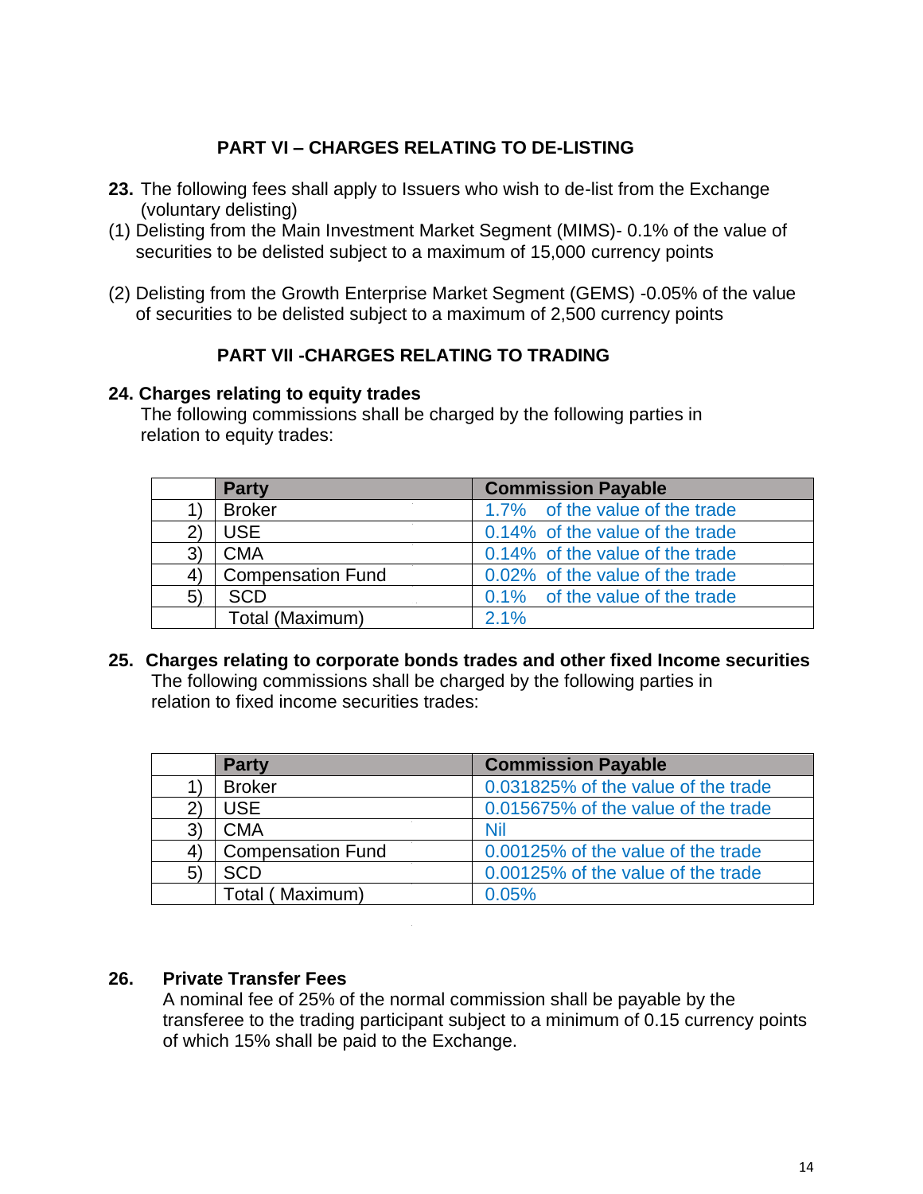## PART VI – CHARGES RELATING TO DE-LISTING

**23.** The following fees shall apply to Issuers who wish to de-list from the Exchange (voluntary delisting)

(1) Delisting from the Main Investment Market Segment (MIMS)- 0.1% of the value of securities to be delisted subject to a maximum of 15,000 currency points

(2) Delisting from the Growth Enterprise Market Segment (GEMS) -0.05% of the value of securities to be delisted subject to a maximum of 2,500 currency points

## PART VII -CHARGES RELATING TO TRADING

**24. Charges relating to equity trades**

The following commissions shall be charged by the following parties in relation to equity trades:

| | Party | Commission Payable |
|---|---|---|
| 1) | Broker | 1.7% of the value of the trade |
| 2) | USE | 0.14% of the value of the trade |
| 3) | CMA | 0.14% of the value of the trade |
| 4) | Compensation Fund | 0.02% of the value of the trade |
| 5) | SCD | 0.1% of the value of the trade |
| | Total (Maximum) | 2.1% |

**25. Charges relating to corporate bonds trades and other fixed Income securities**

The following commissions shall be charged by the following parties in relation to fixed income securities trades:

| | Party | Commission Payable |
|---|---|---|
| 1) | Broker | 0.031825% of the value of the trade |
| 2) | USE | 0.015675% of the value of the trade |
| 3) | CMA | Nil |
| 4) | Compensation Fund | 0.00125% of the value of the trade |
| 5) | SCD | 0.00125% of the value of the trade |
| | Total ( Maximum) | 0.05% |

**26. Private Transfer Fees**

A nominal fee of 25% of the normal commission shall be payable by the transferee to the trading participant subject to a minimum of 0.15 currency points of which 15% shall be paid to the Exchange.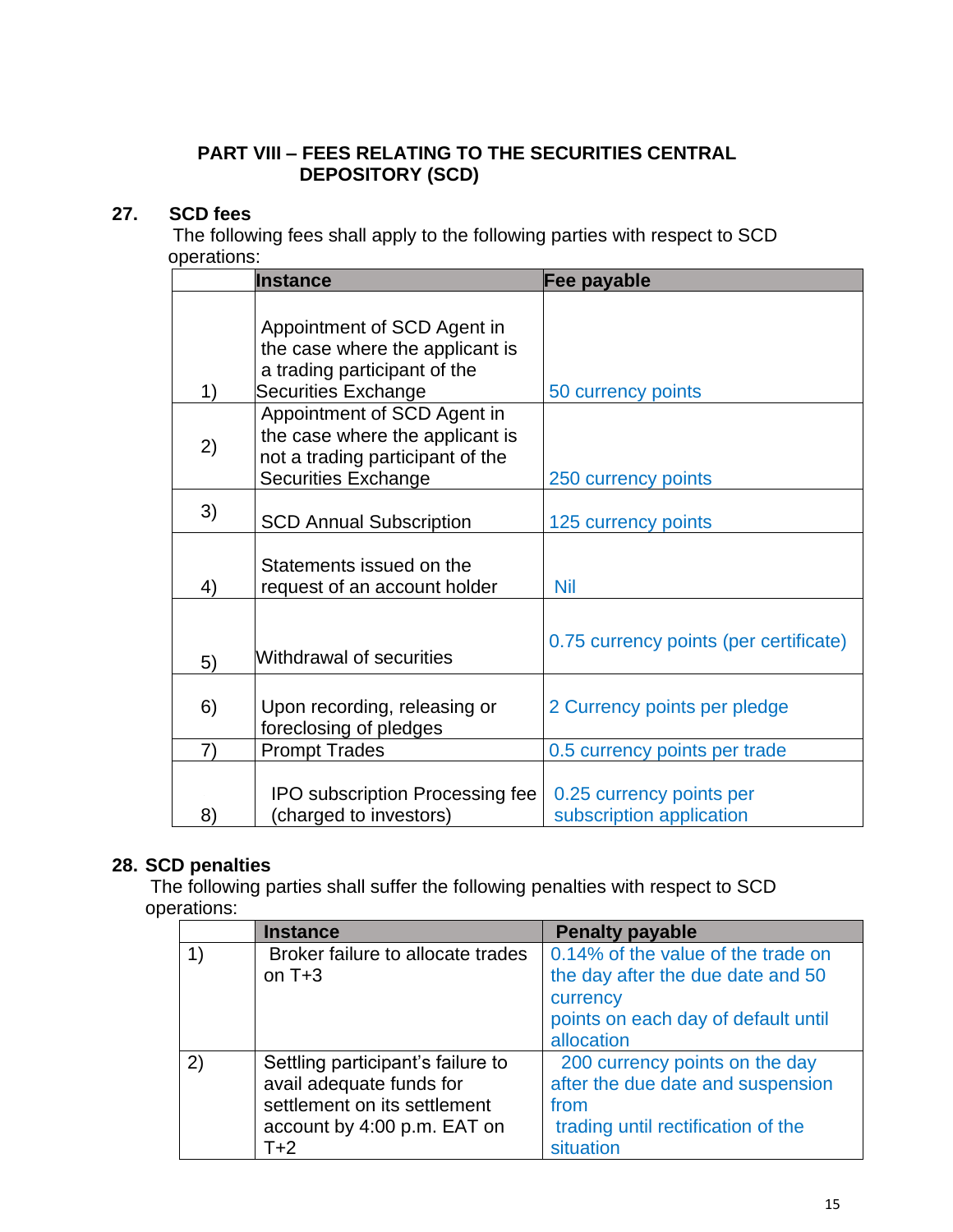## PART VIII – FEES RELATING TO THE SECURITIES CENTRAL DEPOSITORY (SCD)

### 27. SCD fees

The following fees shall apply to the following parties with respect to SCD operations:

| | Instance | Fee payable |
|---|---|---|
| 1) | Appointment of SCD Agent in the case where the applicant is a trading participant of the Securities Exchange | 50 currency points |
| 2) | Appointment of SCD Agent in the case where the applicant is not a trading participant of the Securities Exchange | 250 currency points |
| 3) | SCD Annual Subscription | 125 currency points |
| 4) | Statements issued on the request of an account holder | Nil |
| 5) | Withdrawal of securities | 0.75 currency points (per certificate) |
| 6) | Upon recording, releasing or foreclosing of pledges | 2 Currency points per pledge |
| 7) | Prompt Trades | 0.5 currency points per trade |
| 8) | IPO subscription Processing fee (charged to investors) | 0.25 currency points per subscription application |

### 28. SCD penalties

The following parties shall suffer the following penalties with respect to SCD operations:

| | Instance | Penalty payable |
|---|---|---|
| 1) | Broker failure to allocate trades on T+3 | 0.14% of the value of the trade on the day after the due date and 50 currency points on each day of default until allocation |
| 2) | Settling participant's failure to avail adequate funds for settlement on its settlement account by 4:00 p.m. EAT on T+2 | 200 currency points on the day after the due date and suspension from trading until rectification of the situation |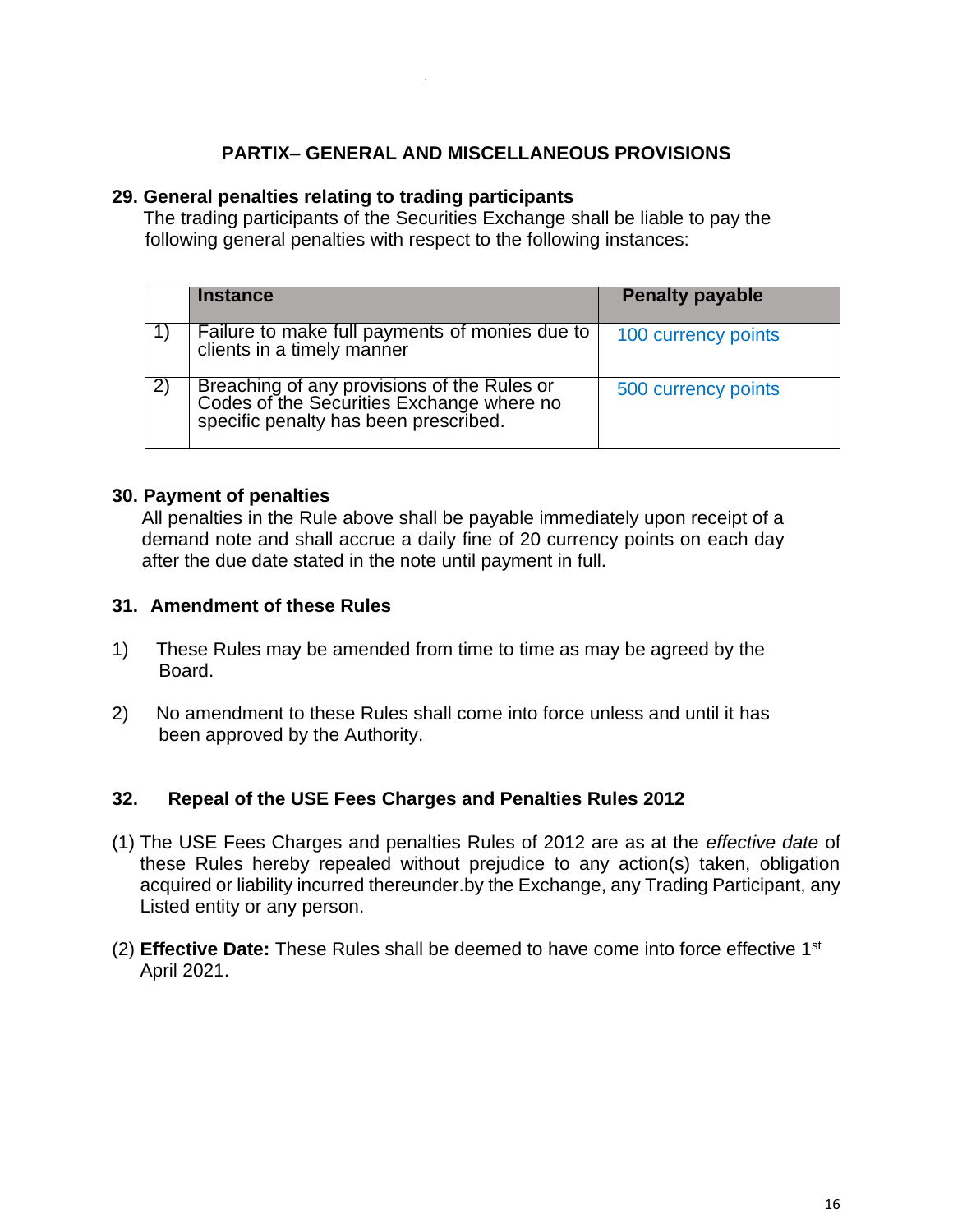## PARTIX– GENERAL AND MISCELLANEOUS PROVISIONS

### 29. General penalties relating to trading participants

The trading participants of the Securities Exchange shall be liable to pay the following general penalties with respect to the following instances:

| | Instance | Penalty payable |
|---|---|---|
| 1) | Failure to make full payments of monies due to clients in a timely manner | 100 currency points |
| 2) | Breaching of any provisions of the Rules or Codes of the Securities Exchange where no specific penalty has been prescribed. | 500 currency points |

### 30. Payment of penalties

All penalties in the Rule above shall be payable immediately upon receipt of a demand note and shall accrue a daily fine of 20 currency points on each day after the due date stated in the note until payment in full.

### 31. Amendment of these Rules

1) These Rules may be amended from time to time as may be agreed by the Board.

2) No amendment to these Rules shall come into force unless and until it has been approved by the Authority.

### 32. Repeal of the USE Fees Charges and Penalties Rules 2012

(1) The USE Fees Charges and penalties Rules of 2012 are as at the *effective date* of these Rules hereby repealed without prejudice to any action(s) taken, obligation acquired or liability incurred thereunder.by the Exchange, any Trading Participant, any Listed entity or any person.

(2) **Effective Date:** These Rules shall be deemed to have come into force effective 1st April 2021.